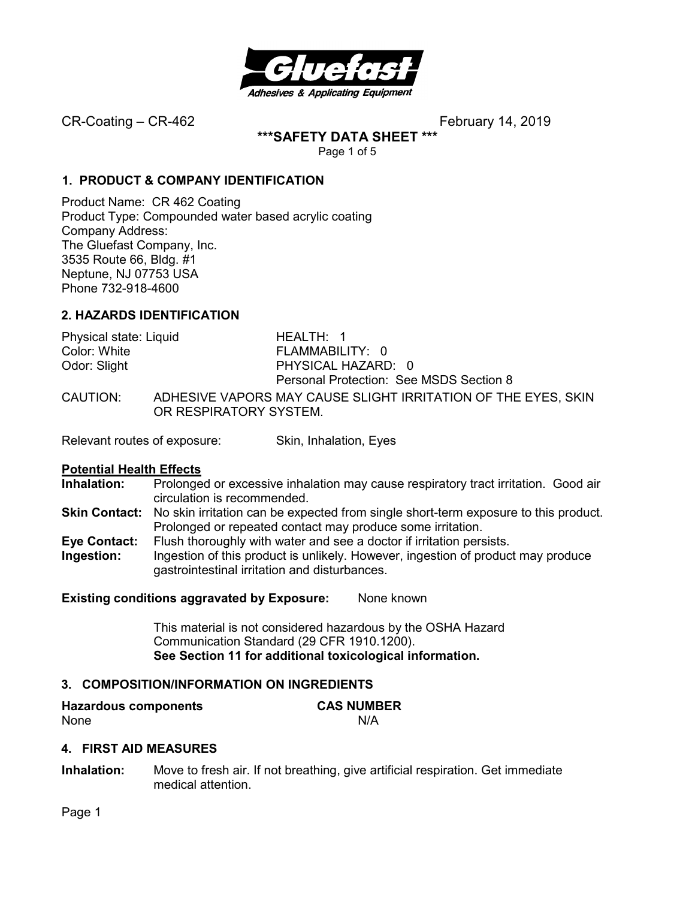CR-Coating – CR-462 February 14, 2019

**\*\*\*SAFETY DATA SHEET \*\*\***

## 1. PRODUCT & COMPANY IDENTIFICATION

Product Name: CR 462 Coating
Product Type: Compounded water based acrylic coating
Company Address:
The Gluefast Company, Inc.
3535 Route 66, Bldg. #1
Neptune, NJ 07753 USA
Phone 732-918-4600

## 2. HAZARDS IDENTIFICATION

| | |
|---|---|
| Physical state: Liquid | HEALTH: 1 |
| Color: White | FLAMMABILITY: 0 |
| Odor: Slight | PHYSICAL HAZARD: 0 |
| | Personal Protection: See MSDS Section 8 |

CAUTION: ADHESIVE VAPORS MAY CAUSE SLIGHT IRRITATION OF THE EYES, SKIN OR RESPIRATORY SYSTEM.

Relevant routes of exposure: Skin, Inhalation, Eyes

**Potential Health Effects**

**Inhalation:** Prolonged or excessive inhalation may cause respiratory tract irritation. Good air circulation is recommended.

**Skin Contact:** No skin irritation can be expected from single short-term exposure to this product. Prolonged or repeated contact may produce some irritation.

**Eye Contact:** Flush thoroughly with water and see a doctor if irritation persists.

**Ingestion:** Ingestion of this product is unlikely. However, ingestion of product may produce gastrointestinal irritation and disturbances.

**Existing conditions aggravated by Exposure:** None known

This material is not considered hazardous by the OSHA Hazard Communication Standard (29 CFR 1910.1200).
**See Section 11 for additional toxicological information.**

## 3. COMPOSITION/INFORMATION ON INGREDIENTS

| Hazardous components | CAS NUMBER |
|---|---|
| None | N/A |

## 4. FIRST AID MEASURES

**Inhalation:** Move to fresh air. If not breathing, give artificial respiration. Get immediate medical attention.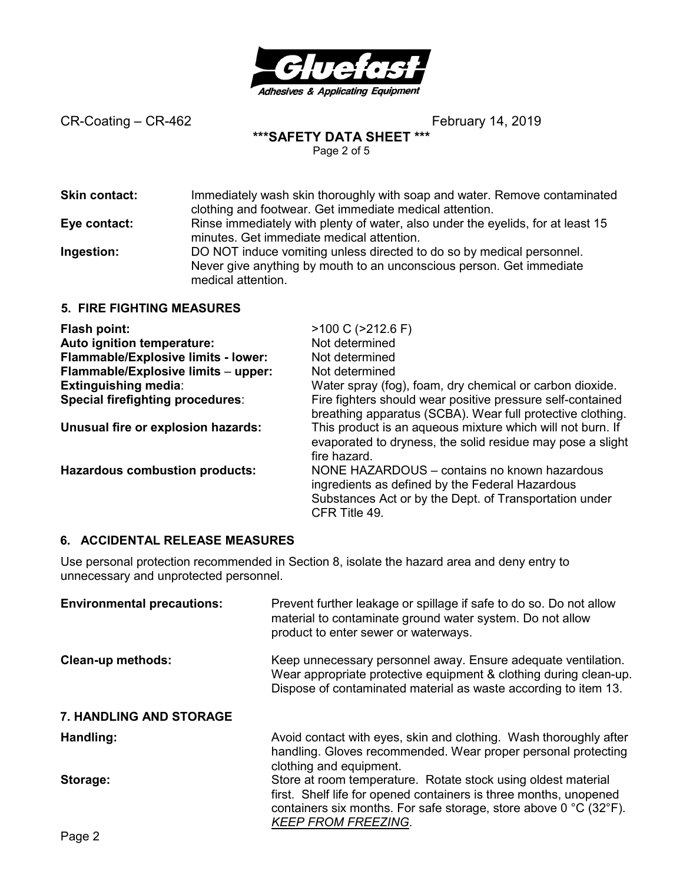**Skin contact:** Immediately wash skin thoroughly with soap and water. Remove contaminated clothing and footwear. Get immediate medical attention.

**Eye contact:** Rinse immediately with plenty of water, also under the eyelids, for at least 15 minutes. Get immediate medical attention.

**Ingestion:** DO NOT induce vomiting unless directed to do so by medical personnel. Never give anything by mouth to an unconscious person. Get immediate medical attention.

## 5. FIRE FIGHTING MEASURES

**Flash point:** >100 C (>212.6 F)

**Auto ignition temperature:** Not determined

**Flammable/Explosive limits - lower:** Not determined

**Flammable/Explosive limits – upper:** Not determined

**Extinguishing media**: Water spray (fog), foam, dry chemical or carbon dioxide.

**Special firefighting procedures**: Fire fighters should wear positive pressure self-contained breathing apparatus (SCBA). Wear full protective clothing.

**Unusual fire or explosion hazards:** This product is an aqueous mixture which will not burn. If evaporated to dryness, the solid residue may pose a slight fire hazard.

**Hazardous combustion products:** NONE HAZARDOUS – contains no known hazardous ingredients as defined by the Federal Hazardous Substances Act or by the Dept. of Transportation under CFR Title 49.

## 6. ACCIDENTAL RELEASE MEASURES

Use personal protection recommended in Section 8, isolate the hazard area and deny entry to unnecessary and unprotected personnel.

**Environmental precautions:** Prevent further leakage or spillage if safe to do so. Do not allow material to contaminate ground water system. Do not allow product to enter sewer or waterways.

**Clean-up methods:** Keep unnecessary personnel away. Ensure adequate ventilation. Wear appropriate protective equipment & clothing during clean-up. Dispose of contaminated material as waste according to item 13.

## 7. HANDLING AND STORAGE

**Handling:** Avoid contact with eyes, skin and clothing. Wash thoroughly after handling. Gloves recommended. Wear proper personal protecting clothing and equipment.

**Storage:** Store at room temperature. Rotate stock using oldest material first. Shelf life for opened containers is three months, unopened containers six months. For safe storage, store above 0 °C (32°F). *KEEP FROM FREEZING*.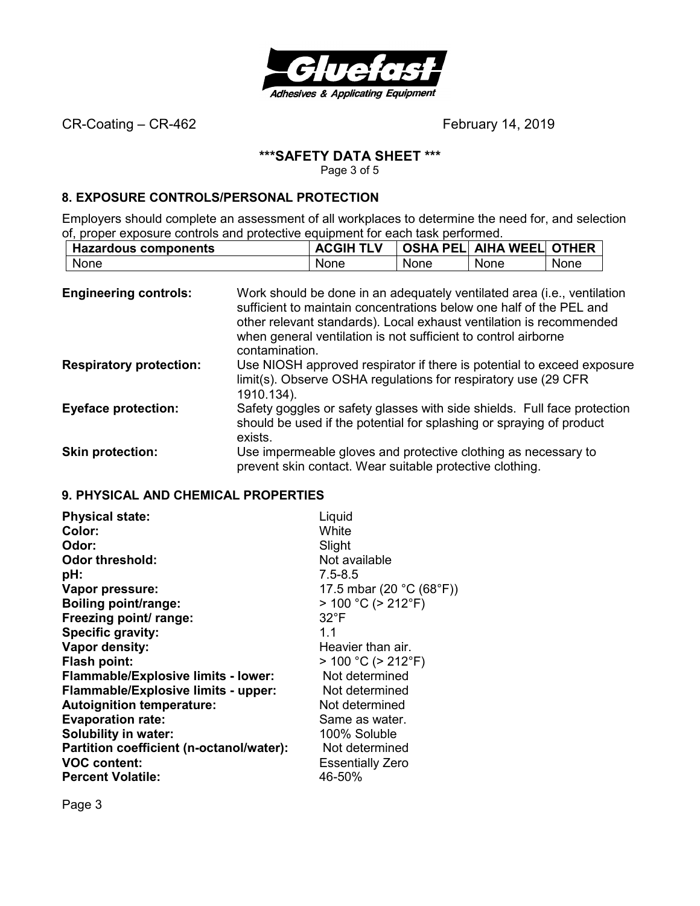## 8. EXPOSURE CONTROLS/PERSONAL PROTECTION

Employers should complete an assessment of all workplaces to determine the need for, and selection of, proper exposure controls and protective equipment for each task performed.

| Hazardous components | ACGIH TLV | OSHA PEL | AIHA WEEL | OTHER |
|---|---|---|---|---|
| None | None | None | None | None |

**Engineering controls:** Work should be done in an adequately ventilated area (i.e., ventilation sufficient to maintain concentrations below one half of the PEL and other relevant standards). Local exhaust ventilation is recommended when general ventilation is not sufficient to control airborne contamination.

**Respiratory protection:** Use NIOSH approved respirator if there is potential to exceed exposure limit(s). Observe OSHA regulations for respiratory use (29 CFR 1910.134).

**Eyeface protection:** Safety goggles or safety glasses with side shields. Full face protection should be used if the potential for splashing or spraying of product exists.

**Skin protection:** Use impermeable gloves and protective clothing as necessary to prevent skin contact. Wear suitable protective clothing.

## 9. PHYSICAL AND CHEMICAL PROPERTIES

**Physical state:** Liquid
**Color:** White
**Odor:** Slight
**Odor threshold:** Not available
**pH:** 7.5-8.5
**Vapor pressure:** 17.5 mbar (20 °C (68°F))
**Boiling point/range:** > 100 °C (> 212°F)
**Freezing point/ range:** 32°F
**Specific gravity:** 1.1
**Vapor density:** Heavier than air.
**Flash point:** > 100 °C (> 212°F)
**Flammable/Explosive limits - lower:** Not determined
**Flammable/Explosive limits - upper:** Not determined
**Autoignition temperature:** Not determined
**Evaporation rate:** Same as water.
**Solubility in water:** 100% Soluble
**Partition coefficient (n-octanol/water):** Not determined
**VOC content:** Essentially Zero
**Percent Volatile:** 46-50%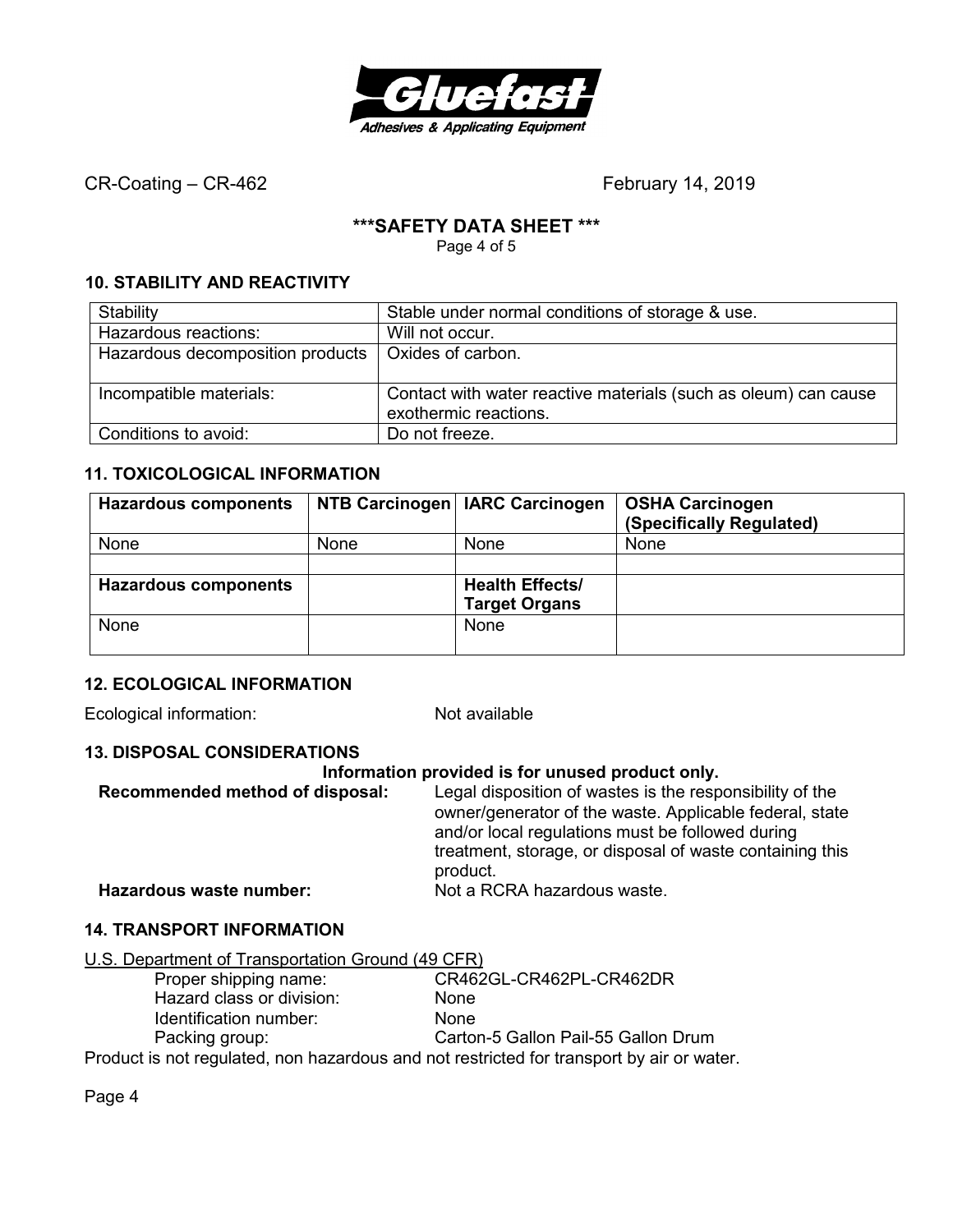CR-Coating – CR-462 February 14, 2019

**\*\*\*SAFETY DATA SHEET \*\*\***

## 10. STABILITY AND REACTIVITY

| Stability | Stable under normal conditions of storage & use. |
|---|---|
| Hazardous reactions: | Will not occur. |
| Hazardous decomposition products | Oxides of carbon. |
| Incompatible materials: | Contact with water reactive materials (such as oleum) can cause exothermic reactions. |
| Conditions to avoid: | Do not freeze. |

## 11. TOXICOLOGICAL INFORMATION

| **Hazardous components** | **NTB Carcinogen** | **IARC Carcinogen** | **OSHA Carcinogen (Specifically Regulated)** |
|---|---|---|---|
| None | None | None | None |
| | | | |
| **Hazardous components** | | **Health Effects/ Target Organs** | |
| None | | None | |

## 12. ECOLOGICAL INFORMATION

Ecological information: Not available

## 13. DISPOSAL CONSIDERATIONS

**Information provided is for unused product only.**

**Recommended method of disposal:** Legal disposition of wastes is the responsibility of the owner/generator of the waste. Applicable federal, state and/or local regulations must be followed during treatment, storage, or disposal of waste containing this product.

**Hazardous waste number:** Not a RCRA hazardous waste.

## 14. TRANSPORT INFORMATION

U.S. Department of Transportation Ground (49 CFR)

- Proper shipping name: CR462GL-CR462PL-CR462DR
- Hazard class or division: None
- Identification number: None
- Packing group: Carton-5 Gallon Pail-55 Gallon Drum

Product is not regulated, non hazardous and not restricted for transport by air or water.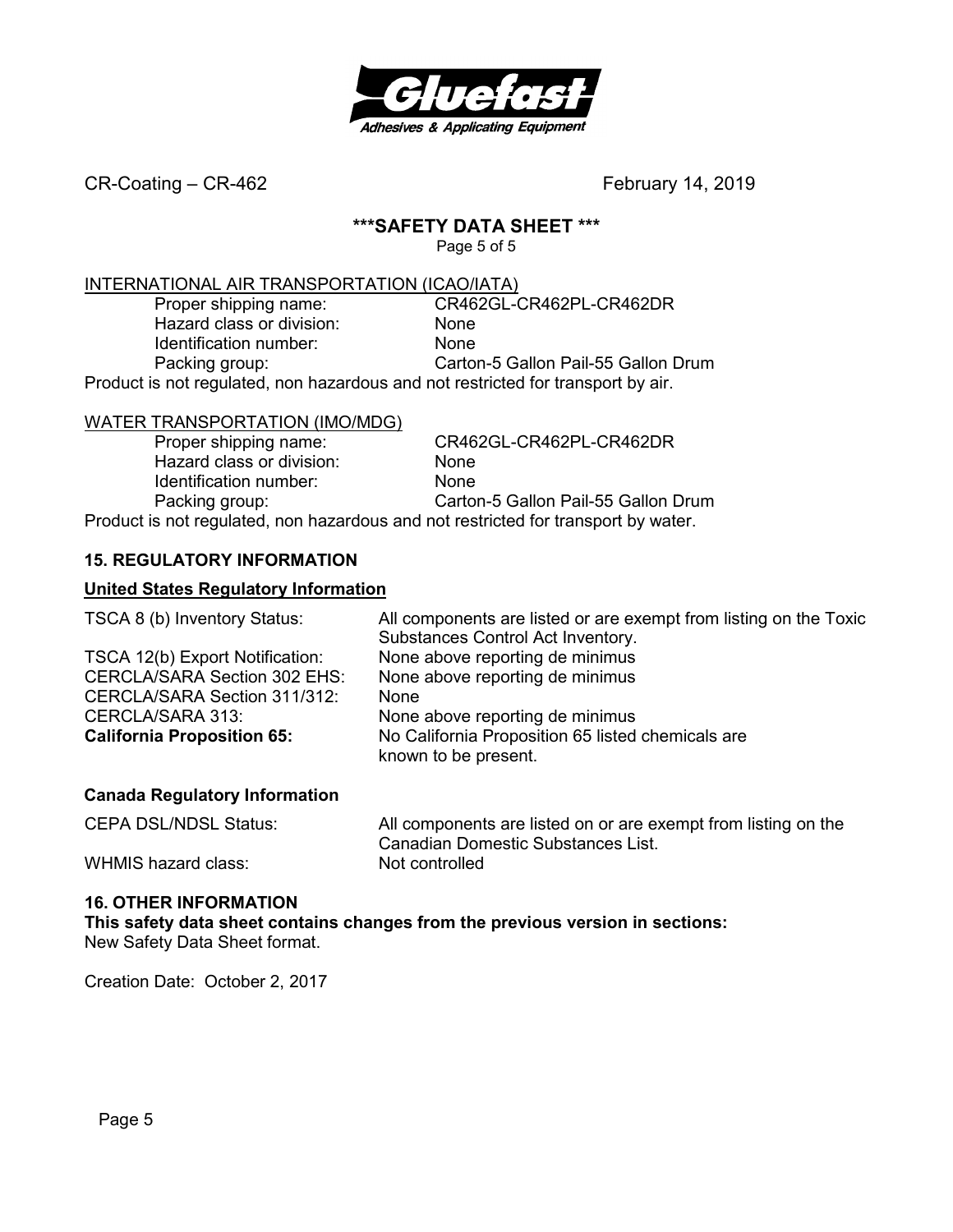INTERNATIONAL AIR TRANSPORTATION (ICAO/IATA)

| | |
|---|---|
| Proper shipping name: | CR462GL-CR462PL-CR462DR |
| Hazard class or division: | None |
| Identification number: | None |
| Packing group: | Carton-5 Gallon Pail-55 Gallon Drum |

Product is not regulated, non hazardous and not restricted for transport by air.

WATER TRANSPORTATION (IMO/MDG)

| | |
|---|---|
| Proper shipping name: | CR462GL-CR462PL-CR462DR |
| Hazard class or division: | None |
| Identification number: | None |
| Packing group: | Carton-5 Gallon Pail-55 Gallon Drum |

Product is not regulated, non hazardous and not restricted for transport by water.

## 15. REGULATORY INFORMATION

### United States Regulatory Information

| | |
|---|---|
| TSCA 8 (b) Inventory Status: | All components are listed or are exempt from listing on the Toxic Substances Control Act Inventory. |
| TSCA 12(b) Export Notification: | None above reporting de minimus |
| CERCLA/SARA Section 302 EHS: | None above reporting de minimus |
| CERCLA/SARA Section 311/312: | None |
| CERCLA/SARA 313: | None above reporting de minimus |
| **California Proposition 65:** | No California Proposition 65 listed chemicals are known to be present. |

### Canada Regulatory Information

| | |
|---|---|
| CEPA DSL/NDSL Status: | All components are listed on or are exempt from listing on the Canadian Domestic Substances List. |
| WHMIS hazard class: | Not controlled |

## 16. OTHER INFORMATION

**This safety data sheet contains changes from the previous version in sections:**
New Safety Data Sheet format.

Creation Date: October 2, 2017